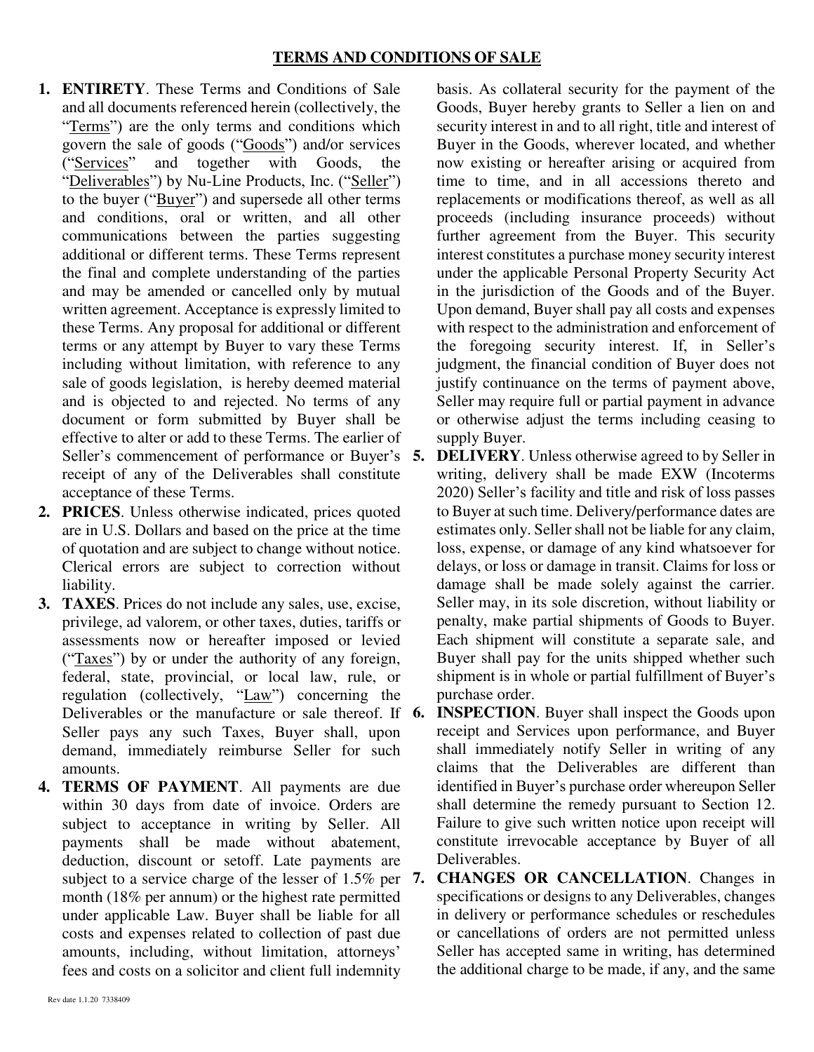## TERMS AND CONDITIONS OF SALE

1. **ENTIRETY**. These Terms and Conditions of Sale and all documents referenced herein (collectively, the "Terms") are the only terms and conditions which govern the sale of goods ("Goods") and/or services ("Services" and together with Goods, the "Deliverables") by Nu-Line Products, Inc. ("Seller") to the buyer ("Buyer") and supersede all other terms and conditions, oral or written, and all other communications between the parties suggesting additional or different terms. These Terms represent the final and complete understanding of the parties and may be amended or cancelled only by mutual written agreement. Acceptance is expressly limited to these Terms. Any proposal for additional or different terms or any attempt by Buyer to vary these Terms including without limitation, with reference to any sale of goods legislation, is hereby deemed material and is objected to and rejected. No terms of any document or form submitted by Buyer shall be effective to alter or add to these Terms. The earlier of Seller's commencement of performance or Buyer's receipt of any of the Deliverables shall constitute acceptance of these Terms.
2. **PRICES**. Unless otherwise indicated, prices quoted are in U.S. Dollars and based on the price at the time of quotation and are subject to change without notice. Clerical errors are subject to correction without liability.
3. **TAXES**. Prices do not include any sales, use, excise, privilege, ad valorem, or other taxes, duties, tariffs or assessments now or hereafter imposed or levied ("Taxes") by or under the authority of any foreign, federal, state, provincial, or local law, rule, or regulation (collectively, "Law") concerning the Deliverables or the manufacture or sale thereof. If Seller pays any such Taxes, Buyer shall, upon demand, immediately reimburse Seller for such amounts.
4. **TERMS OF PAYMENT**. All payments are due within 30 days from date of invoice. Orders are subject to acceptance in writing by Seller. All payments shall be made without abatement, deduction, discount or setoff. Late payments are subject to a service charge of the lesser of 1.5% per month (18% per annum) or the highest rate permitted under applicable Law. Buyer shall be liable for all costs and expenses related to collection of past due amounts, including, without limitation, attorneys' fees and costs on a solicitor and client full indemnity basis. As collateral security for the payment of the Goods, Buyer hereby grants to Seller a lien on and security interest in and to all right, title and interest of Buyer in the Goods, wherever located, and whether now existing or hereafter arising or acquired from time to time, and in all accessions thereto and replacements or modifications thereof, as well as all proceeds (including insurance proceeds) without further agreement from the Buyer. This security interest constitutes a purchase money security interest under the applicable Personal Property Security Act in the jurisdiction of the Goods and of the Buyer. Upon demand, Buyer shall pay all costs and expenses with respect to the administration and enforcement of the foregoing security interest. If, in Seller's judgment, the financial condition of Buyer does not justify continuance on the terms of payment above, Seller may require full or partial payment in advance or otherwise adjust the terms including ceasing to supply Buyer.
5. **DELIVERY**. Unless otherwise agreed to by Seller in writing, delivery shall be made EXW (Incoterms 2020) Seller's facility and title and risk of loss passes to Buyer at such time. Delivery/performance dates are estimates only. Seller shall not be liable for any claim, loss, expense, or damage of any kind whatsoever for delays, or loss or damage in transit. Claims for loss or damage shall be made solely against the carrier. Seller may, in its sole discretion, without liability or penalty, make partial shipments of Goods to Buyer. Each shipment will constitute a separate sale, and Buyer shall pay for the units shipped whether such shipment is in whole or partial fulfillment of Buyer's purchase order.
6. **INSPECTION**. Buyer shall inspect the Goods upon receipt and Services upon performance, and Buyer shall immediately notify Seller in writing of any claims that the Deliverables are different than identified in Buyer's purchase order whereupon Seller shall determine the remedy pursuant to Section 12. Failure to give such written notice upon receipt will constitute irrevocable acceptance by Buyer of all Deliverables.
7. **CHANGES OR CANCELLATION**. Changes in specifications or designs to any Deliverables, changes in delivery or performance schedules or reschedules or cancellations of orders are not permitted unless Seller has accepted same in writing, has determined the additional charge to be made, if any, and the same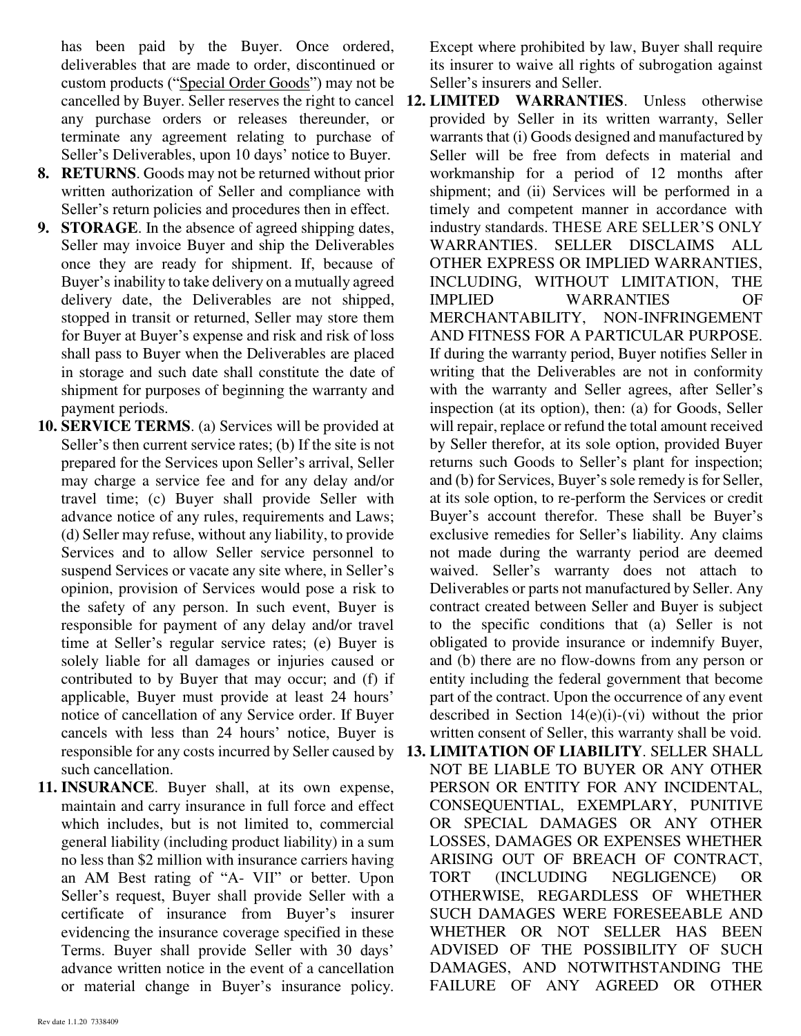has been paid by the Buyer. Once ordered, deliverables that are made to order, discontinued or custom products ("Special Order Goods") may not be cancelled by Buyer. Seller reserves the right to cancel any purchase orders or releases thereunder, or terminate any agreement relating to purchase of Seller's Deliverables, upon 10 days' notice to Buyer.

8. **RETURNS**. Goods may not be returned without prior written authorization of Seller and compliance with Seller's return policies and procedures then in effect.

9. **STORAGE**. In the absence of agreed shipping dates, Seller may invoice Buyer and ship the Deliverables once they are ready for shipment. If, because of Buyer's inability to take delivery on a mutually agreed delivery date, the Deliverables are not shipped, stopped in transit or returned, Seller may store them for Buyer at Buyer's expense and risk and risk of loss shall pass to Buyer when the Deliverables are placed in storage and such date shall constitute the date of shipment for purposes of beginning the warranty and payment periods.

10. **SERVICE TERMS**. (a) Services will be provided at Seller's then current service rates; (b) If the site is not prepared for the Services upon Seller's arrival, Seller may charge a service fee and for any delay and/or travel time; (c) Buyer shall provide Seller with advance notice of any rules, requirements and Laws; (d) Seller may refuse, without any liability, to provide Services and to allow Seller service personnel to suspend Services or vacate any site where, in Seller's opinion, provision of Services would pose a risk to the safety of any person. In such event, Buyer is responsible for payment of any delay and/or travel time at Seller's regular service rates; (e) Buyer is solely liable for all damages or injuries caused or contributed to by Buyer that may occur; and (f) if applicable, Buyer must provide at least 24 hours' notice of cancellation of any Service order. If Buyer cancels with less than 24 hours' notice, Buyer is responsible for any costs incurred by Seller caused by such cancellation.

11. **INSURANCE**. Buyer shall, at its own expense, maintain and carry insurance in full force and effect which includes, but is not limited to, commercial general liability (including product liability) in a sum no less than $2 million with insurance carriers having an AM Best rating of "A- VII" or better. Upon Seller's request, Buyer shall provide Seller with a certificate of insurance from Buyer's insurer evidencing the insurance coverage specified in these Terms. Buyer shall provide Seller with 30 days' advance written notice in the event of a cancellation or material change in Buyer's insurance policy. Except where prohibited by law, Buyer shall require its insurer to waive all rights of subrogation against Seller's insurers and Seller.

12. **LIMITED WARRANTIES**. Unless otherwise provided by Seller in its written warranty, Seller warrants that (i) Goods designed and manufactured by Seller will be free from defects in material and workmanship for a period of 12 months after shipment; and (ii) Services will be performed in a timely and competent manner in accordance with industry standards. THESE ARE SELLER'S ONLY WARRANTIES. SELLER DISCLAIMS ALL OTHER EXPRESS OR IMPLIED WARRANTIES, INCLUDING, WITHOUT LIMITATION, THE IMPLIED WARRANTIES OF MERCHANTABILITY, NON-INFRINGEMENT AND FITNESS FOR A PARTICULAR PURPOSE. If during the warranty period, Buyer notifies Seller in writing that the Deliverables are not in conformity with the warranty and Seller agrees, after Seller's inspection (at its option), then: (a) for Goods, Seller will repair, replace or refund the total amount received by Seller therefor, at its sole option, provided Buyer returns such Goods to Seller's plant for inspection; and (b) for Services, Buyer's sole remedy is for Seller, at its sole option, to re-perform the Services or credit Buyer's account therefor. These shall be Buyer's exclusive remedies for Seller's liability. Any claims not made during the warranty period are deemed waived. Seller's warranty does not attach to Deliverables or parts not manufactured by Seller. Any contract created between Seller and Buyer is subject to the specific conditions that (a) Seller is not obligated to provide insurance or indemnify Buyer, and (b) there are no flow-downs from any person or entity including the federal government that become part of the contract. Upon the occurrence of any event described in Section 14(e)(i)-(vi) without the prior written consent of Seller, this warranty shall be void.

13. **LIMITATION OF LIABILITY**. SELLER SHALL NOT BE LIABLE TO BUYER OR ANY OTHER PERSON OR ENTITY FOR ANY INCIDENTAL, CONSEQUENTIAL, EXEMPLARY, PUNITIVE OR SPECIAL DAMAGES OR ANY OTHER LOSSES, DAMAGES OR EXPENSES WHETHER ARISING OUT OF BREACH OF CONTRACT, TORT (INCLUDING NEGLIGENCE) OR OTHERWISE, REGARDLESS OF WHETHER SUCH DAMAGES WERE FORESEEABLE AND WHETHER OR NOT SELLER HAS BEEN ADVISED OF THE POSSIBILITY OF SUCH DAMAGES, AND NOTWITHSTANDING THE FAILURE OF ANY AGREED OR OTHER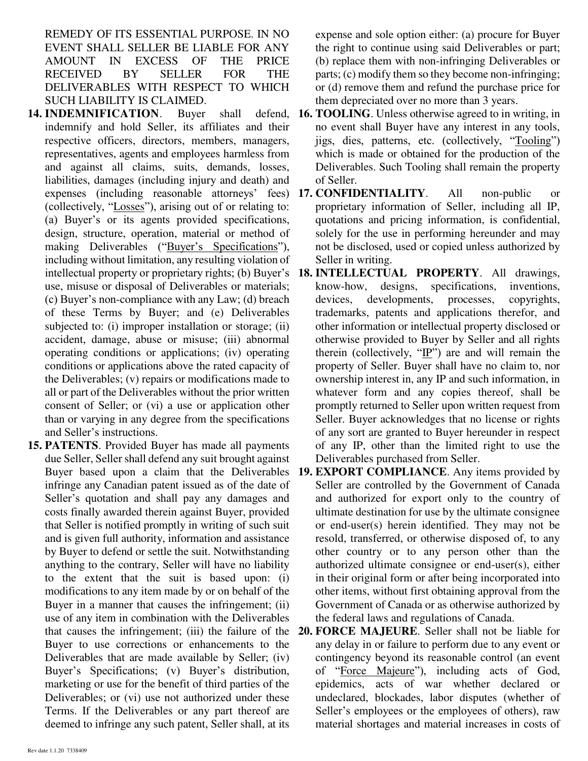REMEDY OF ITS ESSENTIAL PURPOSE. IN NO EVENT SHALL SELLER BE LIABLE FOR ANY AMOUNT IN EXCESS OF THE PRICE RECEIVED BY SELLER FOR THE DELIVERABLES WITH RESPECT TO WHICH SUCH LIABILITY IS CLAIMED.

14. **INDEMNIFICATION**. Buyer shall defend, indemnify and hold Seller, its affiliates and their respective officers, directors, members, managers, representatives, agents and employees harmless from and against all claims, suits, demands, losses, liabilities, damages (including injury and death) and expenses (including reasonable attorneys' fees) (collectively, "Losses"), arising out of or relating to: (a) Buyer's or its agents provided specifications, design, structure, operation, material or method of making Deliverables ("Buyer's Specifications"), including without limitation, any resulting violation of intellectual property or proprietary rights; (b) Buyer's use, misuse or disposal of Deliverables or materials; (c) Buyer's non-compliance with any Law; (d) breach of these Terms by Buyer; and (e) Deliverables subjected to: (i) improper installation or storage; (ii) accident, damage, abuse or misuse; (iii) abnormal operating conditions or applications; (iv) operating conditions or applications above the rated capacity of the Deliverables; (v) repairs or modifications made to all or part of the Deliverables without the prior written consent of Seller; or (vi) a use or application other than or varying in any degree from the specifications and Seller's instructions.

15. **PATENTS**. Provided Buyer has made all payments due Seller, Seller shall defend any suit brought against Buyer based upon a claim that the Deliverables infringe any Canadian patent issued as of the date of Seller's quotation and shall pay any damages and costs finally awarded therein against Buyer, provided that Seller is notified promptly in writing of such suit and is given full authority, information and assistance by Buyer to defend or settle the suit. Notwithstanding anything to the contrary, Seller will have no liability to the extent that the suit is based upon: (i) modifications to any item made by or on behalf of the Buyer in a manner that causes the infringement; (ii) use of any item in combination with the Deliverables that causes the infringement; (iii) the failure of the Buyer to use corrections or enhancements to the Deliverables that are made available by Seller; (iv) Buyer's Specifications; (v) Buyer's distribution, marketing or use for the benefit of third parties of the Deliverables; or (vi) use not authorized under these Terms. If the Deliverables or any part thereof are deemed to infringe any such patent, Seller shall, at its expense and sole option either: (a) procure for Buyer the right to continue using said Deliverables or part; (b) replace them with non-infringing Deliverables or parts; (c) modify them so they become non-infringing; or (d) remove them and refund the purchase price for them depreciated over no more than 3 years.

16. **TOOLING**. Unless otherwise agreed to in writing, in no event shall Buyer have any interest in any tools, jigs, dies, patterns, etc. (collectively, "Tooling") which is made or obtained for the production of the Deliverables. Such Tooling shall remain the property of Seller.

17. **CONFIDENTIALITY**. All non-public or proprietary information of Seller, including all IP, quotations and pricing information, is confidential, solely for the use in performing hereunder and may not be disclosed, used or copied unless authorized by Seller in writing.

18. **INTELLECTUAL PROPERTY**. All drawings, know-how, designs, specifications, inventions, devices, developments, processes, copyrights, trademarks, patents and applications therefor, and other information or intellectual property disclosed or otherwise provided to Buyer by Seller and all rights therein (collectively, "IP") are and will remain the property of Seller. Buyer shall have no claim to, nor ownership interest in, any IP and such information, in whatever form and any copies thereof, shall be promptly returned to Seller upon written request from Seller. Buyer acknowledges that no license or rights of any sort are granted to Buyer hereunder in respect of any IP, other than the limited right to use the Deliverables purchased from Seller.

19. **EXPORT COMPLIANCE**. Any items provided by Seller are controlled by the Government of Canada and authorized for export only to the country of ultimate destination for use by the ultimate consignee or end-user(s) herein identified. They may not be resold, transferred, or otherwise disposed of, to any other country or to any person other than the authorized ultimate consignee or end-user(s), either in their original form or after being incorporated into other items, without first obtaining approval from the Government of Canada or as otherwise authorized by the federal laws and regulations of Canada.

20. **FORCE MAJEURE**. Seller shall not be liable for any delay in or failure to perform due to any event or contingency beyond its reasonable control (an event of "Force Majeure"), including acts of God, epidemics, acts of war whether declared or undeclared, blockades, labor disputes (whether of Seller's employees or the employees of others), raw material shortages and material increases in costs of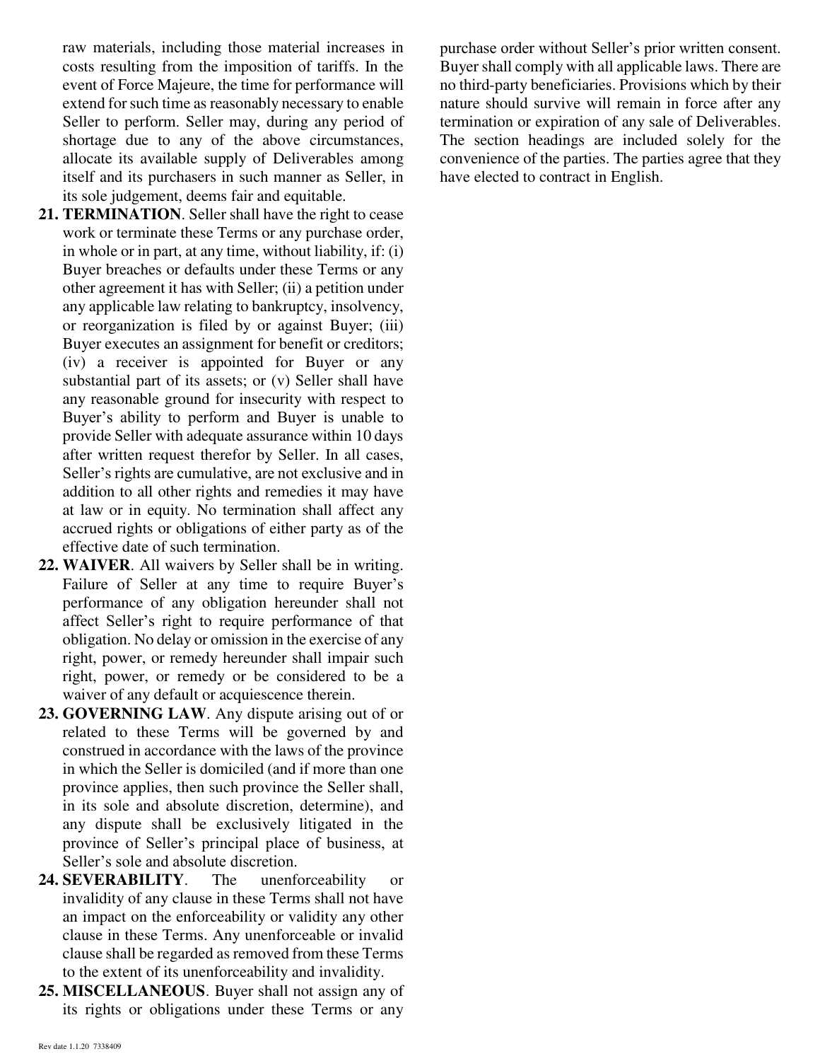raw materials, including those material increases in costs resulting from the imposition of tariffs. In the event of Force Majeure, the time for performance will extend for such time as reasonably necessary to enable Seller to perform. Seller may, during any period of shortage due to any of the above circumstances, allocate its available supply of Deliverables among itself and its purchasers in such manner as Seller, in its sole judgement, deems fair and equitable.

21. **TERMINATION**. Seller shall have the right to cease work or terminate these Terms or any purchase order, in whole or in part, at any time, without liability, if: (i) Buyer breaches or defaults under these Terms or any other agreement it has with Seller; (ii) a petition under any applicable law relating to bankruptcy, insolvency, or reorganization is filed by or against Buyer; (iii) Buyer executes an assignment for benefit or creditors; (iv) a receiver is appointed for Buyer or any substantial part of its assets; or (v) Seller shall have any reasonable ground for insecurity with respect to Buyer's ability to perform and Buyer is unable to provide Seller with adequate assurance within 10 days after written request therefor by Seller. In all cases, Seller's rights are cumulative, are not exclusive and in addition to all other rights and remedies it may have at law or in equity. No termination shall affect any accrued rights or obligations of either party as of the effective date of such termination.

22. **WAIVER**. All waivers by Seller shall be in writing. Failure of Seller at any time to require Buyer's performance of any obligation hereunder shall not affect Seller's right to require performance of that obligation. No delay or omission in the exercise of any right, power, or remedy hereunder shall impair such right, power, or remedy or be considered to be a waiver of any default or acquiescence therein.

23. **GOVERNING LAW**. Any dispute arising out of or related to these Terms will be governed by and construed in accordance with the laws of the province in which the Seller is domiciled (and if more than one province applies, then such province the Seller shall, in its sole and absolute discretion, determine), and any dispute shall be exclusively litigated in the province of Seller's principal place of business, at Seller's sole and absolute discretion.

24. **SEVERABILITY**. The unenforceability or invalidity of any clause in these Terms shall not have an impact on the enforceability or validity any other clause in these Terms. Any unenforceable or invalid clause shall be regarded as removed from these Terms to the extent of its unenforceability and invalidity.

25. **MISCELLANEOUS**. Buyer shall not assign any of its rights or obligations under these Terms or any purchase order without Seller's prior written consent. Buyer shall comply with all applicable laws. There are no third-party beneficiaries. Provisions which by their nature should survive will remain in force after any termination or expiration of any sale of Deliverables. The section headings are included solely for the convenience of the parties. The parties agree that they have elected to contract in English.

Rev date 1.1.20 7338409